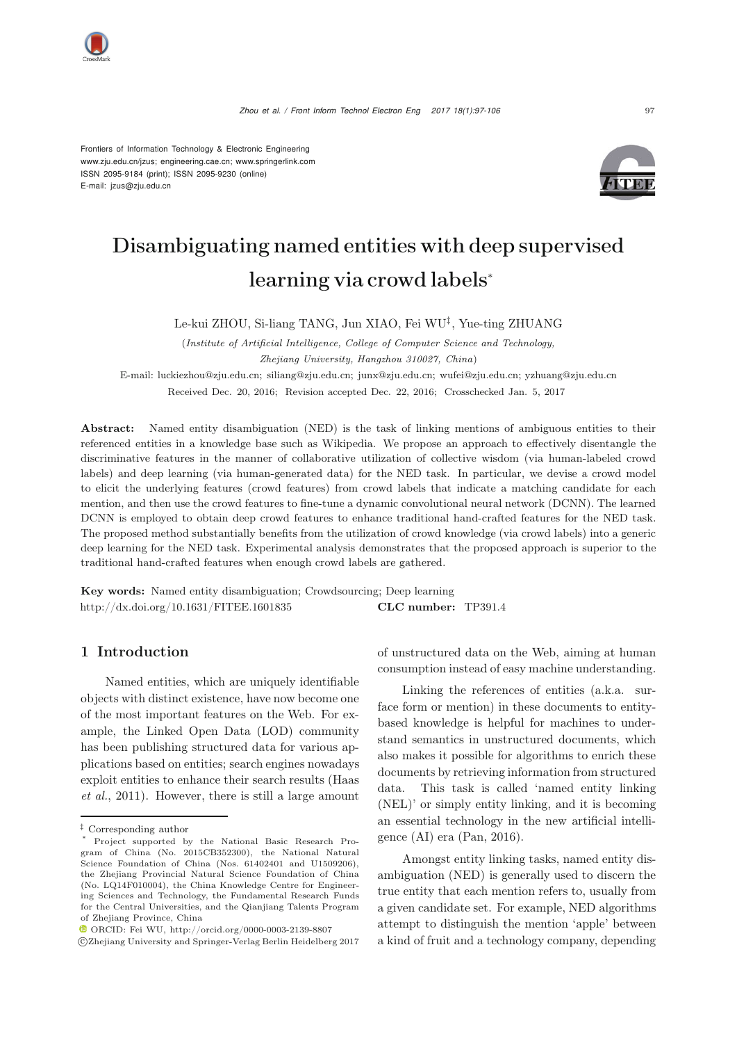Frontiers of Information Technology & Electronic Engineering
www.zju.edu.cn/jzus; engineering.cae.cn; www.springerlink.com
ISSN 2095-9184 (print); ISSN 2095-9230 (online)
E-mail: jzus@zju.edu.cn

# Disambiguating named entities with deep supervised learning via crowd labels*

Le-kui ZHOU, Si-liang TANG, Jun XIAO, Fei WU‡, Yue-ting ZHUANG

(*Institute of Artificial Intelligence, College of Computer Science and Technology, Zhejiang University, Hangzhou 310027, China*)

E-mail: luckiezhou@zju.edu.cn; siliang@zju.edu.cn; junx@zju.edu.cn; wufei@zju.edu.cn; yzhuang@zju.edu.cn

Received Dec. 20, 2016; Revision accepted Dec. 22, 2016; Crosschecked Jan. 5, 2017

**Abstract:** Named entity disambiguation (NED) is the task of linking mentions of ambiguous entities to their referenced entities in a knowledge base such as Wikipedia. We propose an approach to effectively disentangle the discriminative features in the manner of collaborative utilization of collective wisdom (via human-labeled crowd labels) and deep learning (via human-generated data) for the NED task. In particular, we devise a crowd model to elicit the underlying features (crowd features) from crowd labels that indicate a matching candidate for each mention, and then use the crowd features to fine-tune a dynamic convolutional neural network (DCNN). The learned DCNN is employed to obtain deep crowd features to enhance traditional hand-crafted features for the NED task. The proposed method substantially benefits from the utilization of crowd knowledge (via crowd labels) into a generic deep learning for the NED task. Experimental analysis demonstrates that the proposed approach is superior to the traditional hand-crafted features when enough crowd labels are gathered.

**Key words:** Named entity disambiguation; Crowdsourcing; Deep learning
http://dx.doi.org/10.1631/FITEE.1601835 **CLC number:** TP391.4

## 1 Introduction

Named entities, which are uniquely identifiable objects with distinct existence, have now become one of the most important features on the Web. For example, the Linked Open Data (LOD) community has been publishing structured data for various applications based on entities; search engines nowadays exploit entities to enhance their search results (Haas *et al.*, 2011). However, there is still a large amount of unstructured data on the Web, aiming at human consumption instead of easy machine understanding.

Linking the references of entities (a.k.a. surface form or mention) in these documents to entity-based knowledge is helpful for machines to understand semantics in unstructured documents, which also makes it possible for algorithms to enrich these documents by retrieving information from structured data. This task is called 'named entity linking (NEL)' or simply entity linking, and it is becoming an essential technology in the new artificial intelligence (AI) era (Pan, 2016).

Amongst entity linking tasks, named entity disambiguation (NED) is generally used to discern the true entity that each mention refers to, usually from a given candidate set. For example, NED algorithms attempt to distinguish the mention 'apple' between a kind of fruit and a technology company, depending

‡ Corresponding author

\* Project supported by the National Basic Research Program of China (No. 2015CB352300), the National Natural Science Foundation of China (Nos. 61402401 and U1509206), the Zhejiang Provincial Natural Science Foundation of China (No. LQ14F010004), the China Knowledge Centre for Engineering Sciences and Technology, the Fundamental Research Funds for the Central Universities, and the Qianjiang Talents Program of Zhejiang Province, China

ORCID: Fei WU, http://orcid.org/0000-0003-2139-8807

©Zhejiang University and Springer-Verlag Berlin Heidelberg 2017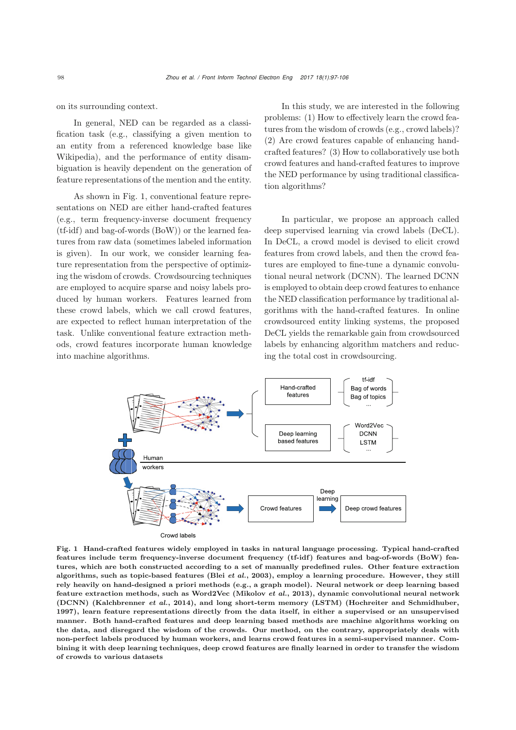on its surrounding context.

In general, NED can be regarded as a classification task (e.g., classifying a given mention to an entity from a referenced knowledge base like Wikipedia), and the performance of entity disambiguation is heavily dependent on the generation of feature representations of the mention and the entity.

As shown in Fig. 1, conventional feature representations on NED are either hand-crafted features (e.g., term frequency-inverse document frequency (tf-idf) and bag-of-words (BoW)) or the learned features from raw data (sometimes labeled information is given). In our work, we consider learning feature representation from the perspective of optimizing the wisdom of crowds. Crowdsourcing techniques are employed to acquire sparse and noisy labels produced by human workers. Features learned from these crowd labels, which we call crowd features, are expected to reflect human interpretation of the task. Unlike conventional feature extraction methods, crowd features incorporate human knowledge into machine algorithms.

In this study, we are interested in the following problems: (1) How to effectively learn the crowd features from the wisdom of crowds (e.g., crowd labels)? (2) Are crowd features capable of enhancing hand-crafted features? (3) How to collaboratively use both crowd features and hand-crafted features to improve the NED performance by using traditional classification algorithms?

In particular, we propose an approach called deep supervised learning via crowd labels (DeCL). In DeCL, a crowd model is devised to elicit crowd features from crowd labels, and then the crowd features are employed to fine-tune a dynamic convolutional neural network (DCNN). The learned DCNN is employed to obtain deep crowd features to enhance the NED classification performance by traditional algorithms with the hand-crafted features. In online crowdsourced entity linking systems, the proposed DeCL yields the remarkable gain from crowdsourced labels by enhancing algorithm matchers and reducing the total cost in crowdsourcing.

**Fig. 1 Hand-crafted features widely employed in tasks in natural language processing. Typical hand-crafted features include term frequency-inverse document frequency (tf-idf) features and bag-of-words (BoW) features, which are both constructed according to a set of manually predefined rules. Other feature extraction algorithms, such as topic-based features (Blei *et al.*, 2003), employ a learning procedure. However, they still rely heavily on hand-designed a priori methods (e.g., a graph model). Neural network or deep learning based feature extraction methods, such as Word2Vec (Mikolov *et al.*, 2013), dynamic convolutional neural network (DCNN) (Kalchbrenner *et al.*, 2014), and long short-term memory (LSTM) (Hochreiter and Schmidhuber, 1997), learn feature representations directly from the data itself, in either a supervised or an unsupervised manner. Both hand-crafted features and deep learning based methods are machine algorithms working on the data, and disregard the wisdom of the crowds. Our method, on the contrary, appropriately deals with non-perfect labels produced by human workers, and learns crowd features in a semi-supervised manner. Combining it with deep learning techniques, deep crowd features are finally learned in order to transfer the wisdom of crowds to various datasets**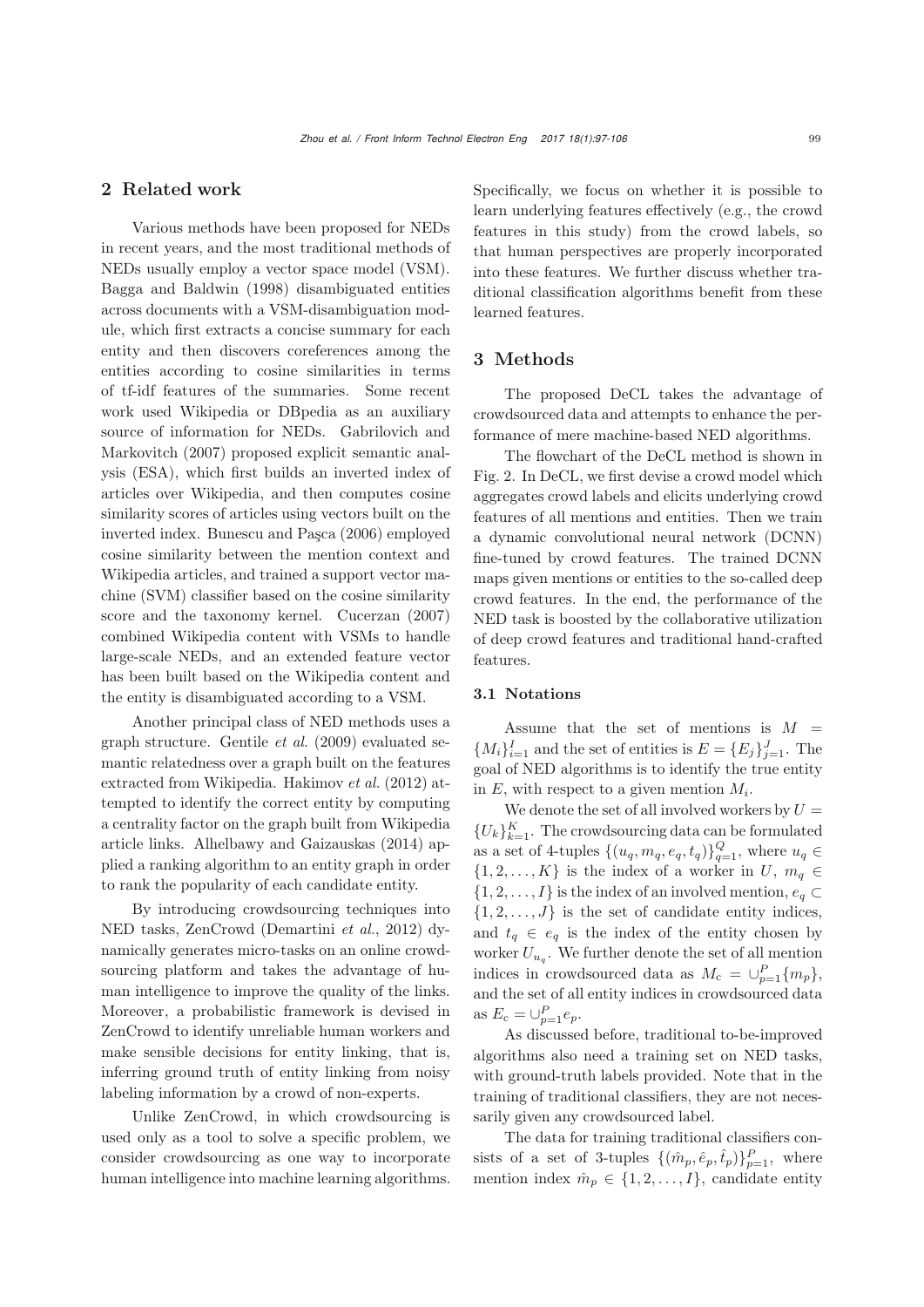## 2 Related work

Various methods have been proposed for NEDs in recent years, and the most traditional methods of NEDs usually employ a vector space model (VSM). Bagga and Baldwin (1998) disambiguated entities across documents with a VSM-disambiguation module, which first extracts a concise summary for each entity and then discovers coreferences among the entities according to cosine similarities in terms of tf-idf features of the summaries. Some recent work used Wikipedia or DBpedia as an auxiliary source of information for NEDs. Gabrilovich and Markovitch (2007) proposed explicit semantic analysis (ESA), which first builds an inverted index of articles over Wikipedia, and then computes cosine similarity scores of articles using vectors built on the inverted index. Bunescu and Paşca (2006) employed cosine similarity between the mention context and Wikipedia articles, and trained a support vector machine (SVM) classifier based on the cosine similarity score and the taxonomy kernel. Cucerzan (2007) combined Wikipedia content with VSMs to handle large-scale NEDs, and an extended feature vector has been built based on the Wikipedia content and the entity is disambiguated according to a VSM.

Another principal class of NED methods uses a graph structure. Gentile *et al.* (2009) evaluated semantic relatedness over a graph built on the features extracted from Wikipedia. Hakimov *et al.* (2012) attempted to identify the correct entity by computing a centrality factor on the graph built from Wikipedia article links. Alhelbawy and Gaizauskas (2014) applied a ranking algorithm to an entity graph in order to rank the popularity of each candidate entity.

By introducing crowdsourcing techniques into NED tasks, ZenCrowd (Demartini *et al.*, 2012) dynamically generates micro-tasks on an online crowdsourcing platform and takes the advantage of human intelligence to improve the quality of the links. Moreover, a probabilistic framework is devised in ZenCrowd to identify unreliable human workers and make sensible decisions for entity linking, that is, inferring ground truth of entity linking from noisy labeling information by a crowd of non-experts.

Unlike ZenCrowd, in which crowdsourcing is used only as a tool to solve a specific problem, we consider crowdsourcing as one way to incorporate human intelligence into machine learning algorithms. Specifically, we focus on whether it is possible to learn underlying features effectively (e.g., the crowd features in this study) from the crowd labels, so that human perspectives are properly incorporated into these features. We further discuss whether traditional classification algorithms benefit from these learned features.

## 3 Methods

The proposed DeCL takes the advantage of crowdsourced data and attempts to enhance the performance of mere machine-based NED algorithms.

The flowchart of the DeCL method is shown in Fig. 2. In DeCL, we first devise a crowd model which aggregates crowd labels and elicits underlying crowd features of all mentions and entities. Then we train a dynamic convolutional neural network (DCNN) fine-tuned by crowd features. The trained DCNN maps given mentions or entities to the so-called deep crowd features. In the end, the performance of the NED task is boosted by the collaborative utilization of deep crowd features and traditional hand-crafted features.

### 3.1 Notations

Assume that the set of mentions is $M = \{M_i\}_{i=1}^{I}$ and the set of entities is $E = \{E_j\}_{j=1}^{J}$. The goal of NED algorithms is to identify the true entity in $E$, with respect to a given mention $M_i$.

We denote the set of all involved workers by $U = \{U_k\}_{k=1}^{K}$. The crowdsourcing data can be formulated as a set of 4-tuples $\{(u_q, m_q, e_q, t_q)\}_{q=1}^{Q}$, where $u_q \in \{1, 2, \ldots, K\}$ is the index of a worker in $U$, $m_q \in \{1, 2, \ldots, I\}$ is the index of an involved mention, $e_q \subset \{1, 2, \ldots, J\}$ is the set of candidate entity indices, and $t_q \in e_q$ is the index of the entity chosen by worker $U_{u_q}$. We further denote the set of all mention indices in crowdsourced data as $M_\text{c} = \cup_{p=1}^{P}\{m_p\}$, and the set of all entity indices in crowdsourced data as $E_\text{c} = \cup_{p=1}^{P} e_p$.

As discussed before, traditional to-be-improved algorithms also need a training set on NED tasks, with ground-truth labels provided. Note that in the training of traditional classifiers, they are not necessarily given any crowdsourced label.

The data for training traditional classifiers consists of a set of 3-tuples $\{(\hat{m}_p, \hat{e}_p, \hat{t}_p)\}_{p=1}^{P}$, where mention index $\hat{m}_p \in \{1, 2, \ldots, I\}$, candidate entity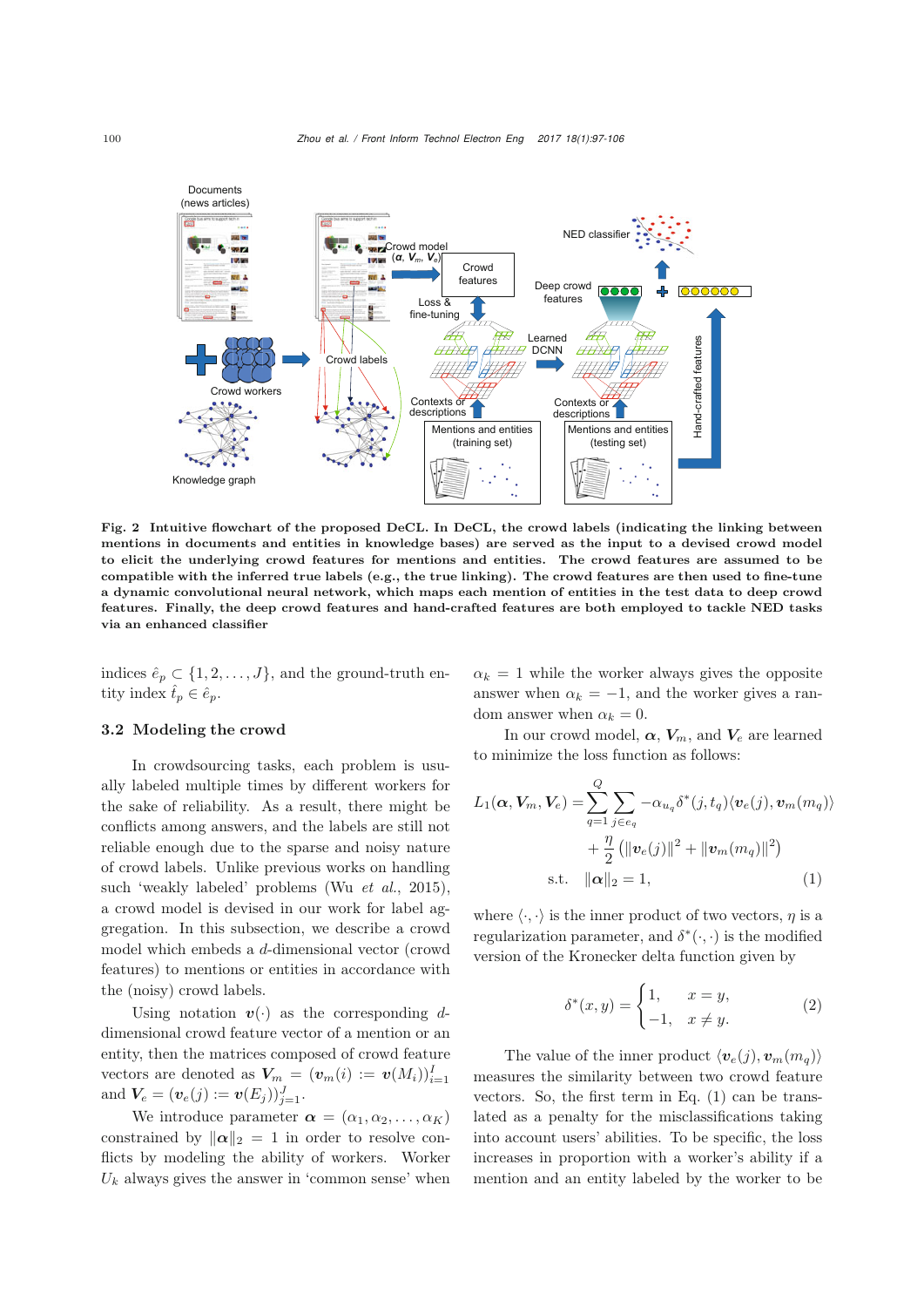Fig. 2 **Intuitive flowchart of the proposed DeCL. In DeCL, the crowd labels (indicating the linking between mentions in documents and entities in knowledge bases) are served as the input to a devised crowd model to elicit the underlying crowd features for mentions and entities. The crowd features are assumed to be compatible with the inferred true labels (e.g., the true linking). The crowd features are then used to fine-tune a dynamic convolutional neural network, which maps each mention of entities in the test data to deep crowd features. Finally, the deep crowd features and hand-crafted features are both employed to tackle NED tasks via an enhanced classifier**

indices $\hat{e}_p \subset \{1, 2, \ldots, J\}$, and the ground-truth entity index $\hat{t}_p \in \hat{e}_p$.

### 3.2 Modeling the crowd

In crowdsourcing tasks, each problem is usually labeled multiple times by different workers for the sake of reliability. As a result, there might be conflicts among answers, and the labels are still not reliable enough due to the sparse and noisy nature of crowd labels. Unlike previous works on handling such 'weakly labeled' problems (Wu *et al.*, 2015), a crowd model is devised in our work for label aggregation. In this subsection, we describe a crowd model which embeds a $d$-dimensional vector (crowd features) to mentions or entities in accordance with the (noisy) crowd labels.

Using notation $\boldsymbol{v}(\cdot)$ as the corresponding $d$-dimensional crowd feature vector of a mention or an entity, then the matrices composed of crowd feature vectors are denoted as $\boldsymbol{V}_m = (\boldsymbol{v}_m(i) := \boldsymbol{v}(M_i))_{i=1}^{I}$ and $\boldsymbol{V}_e = (\boldsymbol{v}_e(j) := \boldsymbol{v}(E_j))_{j=1}^{J}$.

We introduce parameter $\boldsymbol{\alpha} = (\alpha_1, \alpha_2, \ldots, \alpha_K)$ constrained by $\|\boldsymbol{\alpha}\|_2 = 1$ in order to resolve conflicts by modeling the ability of workers. Worker $U_k$ always gives the answer in 'common sense' when $\alpha_k = 1$ while the worker always gives the opposite answer when $\alpha_k = -1$, and the worker gives a random answer when $\alpha_k = 0$.

In our crowd model, $\boldsymbol{\alpha}$, $\boldsymbol{V}_m$, and $\boldsymbol{V}_e$ are learned to minimize the loss function as follows:

$$L_1(\boldsymbol{\alpha}, \boldsymbol{V}_m, \boldsymbol{V}_e) = \sum_{q=1}^{Q} \sum_{j \in e_q} -\alpha_{u_q} \delta^*(j, t_q) \langle \boldsymbol{v}_e(j), \boldsymbol{v}_m(m_q) \rangle + \frac{\eta}{2} \left( \|\boldsymbol{v}_e(j)\|^2 + \|\boldsymbol{v}_m(m_q)\|^2 \right)$$
$$\text{s.t.} \quad \|\boldsymbol{\alpha}\|_2 = 1, \tag{1}$$

where $\langle \cdot, \cdot \rangle$ is the inner product of two vectors, $\eta$ is a regularization parameter, and $\delta^*(\cdot, \cdot)$ is the modified version of the Kronecker delta function given by

$$\delta^*(x, y) = \begin{cases} 1, & x = y, \\ -1, & x \neq y. \end{cases} \tag{2}$$

The value of the inner product $\langle \boldsymbol{v}_e(j), \boldsymbol{v}_m(m_q) \rangle$ measures the similarity between two crowd feature vectors. So, the first term in Eq. (1) can be translated as a penalty for the misclassifications taking into account users' abilities. To be specific, the loss increases in proportion with a worker's ability if a mention and an entity labeled by the worker to be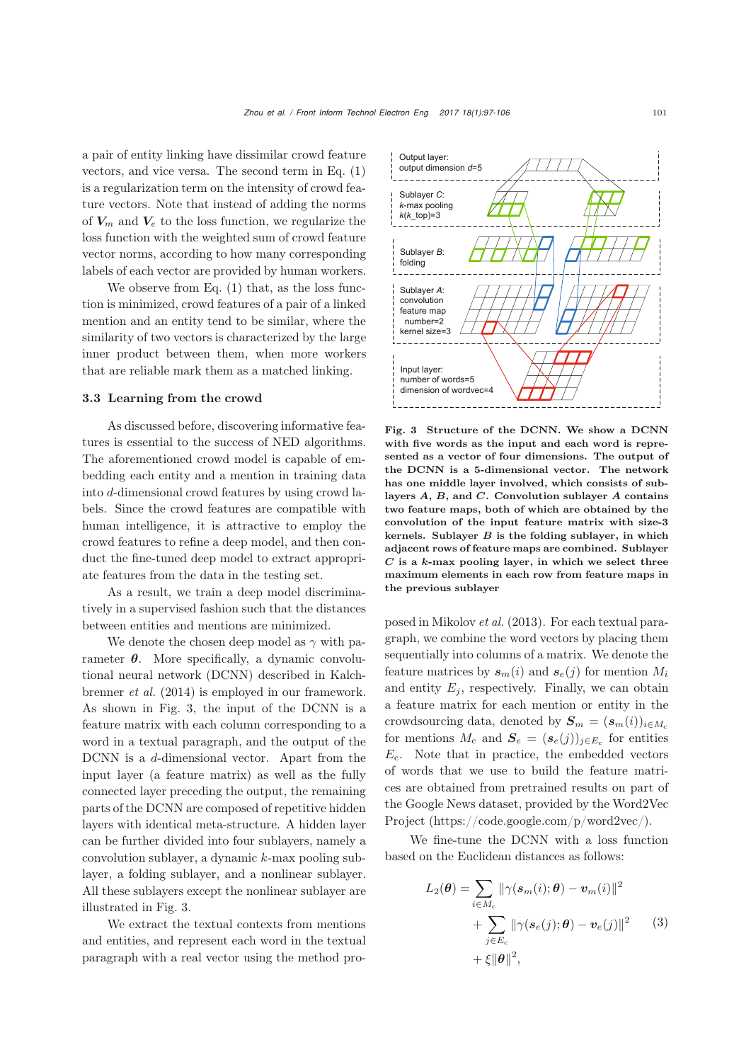a pair of entity linking have dissimilar crowd feature vectors, and vice versa. The second term in Eq. (1) is a regularization term on the intensity of crowd feature vectors. Note that instead of adding the norms of $\boldsymbol{V}_m$ and $\boldsymbol{V}_e$ to the loss function, we regularize the loss function with the weighted sum of crowd feature vector norms, according to how many corresponding labels of each vector are provided by human workers.

We observe from Eq. (1) that, as the loss function is minimized, crowd features of a pair of a linked mention and an entity tend to be similar, where the similarity of two vectors is characterized by the large inner product between them, when more workers that are reliable mark them as a matched linking.

### 3.3 Learning from the crowd

As discussed before, discovering informative features is essential to the success of NED algorithms. The aforementioned crowd model is capable of embedding each entity and a mention in training data into $d$-dimensional crowd features by using crowd labels. Since the crowd features are compatible with human intelligence, it is attractive to employ the crowd features to refine a deep model, and then conduct the fine-tuned deep model to extract appropriate features from the data in the testing set.

As a result, we train a deep model discriminatively in a supervised fashion such that the distances between entities and mentions are minimized.

We denote the chosen deep model as $\gamma$ with parameter $\boldsymbol{\theta}$. More specifically, a dynamic convolutional neural network (DCNN) described in Kalchbrenner *et al.* (2014) is employed in our framework. As shown in Fig. 3, the input of the DCNN is a feature matrix with each column corresponding to a word in a textual paragraph, and the output of the DCNN is a $d$-dimensional vector. Apart from the input layer (a feature matrix) as well as the fully connected layer preceding the output, the remaining parts of the DCNN are composed of repetitive hidden layers with identical meta-structure. A hidden layer can be further divided into four sublayers, namely a convolution sublayer, a dynamic $k$-max pooling sublayer, a folding sublayer, and a nonlinear sublayer. All these sublayers except the nonlinear sublayer are illustrated in Fig. 3.

We extract the textual contexts from mentions and entities, and represent each word in the textual paragraph with a real vector using the method proposed in Mikolov *et al.* (2013). For each textual paragraph, we combine the word vectors by placing them sequentially into columns of a matrix. We denote the feature matrices by $\boldsymbol{s}_m(i)$ and $\boldsymbol{s}_e(j)$ for mention $M_i$ and entity $E_j$, respectively. Finally, we can obtain a feature matrix for each mention or entity in the crowdsourcing data, denoted by $\boldsymbol{S}_m = (\boldsymbol{s}_m(i))_{i\in M_c}$ for mentions $M_c$ and $\boldsymbol{S}_e = (\boldsymbol{s}_e(j))_{j\in E_c}$ for entities $E_c$. Note that in practice, the embedded vectors of words that we use to build the feature matrices are obtained from pretrained results on part of the Google News dataset, provided by the Word2Vec Project (https://code.google.com/p/word2vec/).

**Fig. 3 Structure of the DCNN. We show a DCNN with five words as the input and each word is represented as a vector of four dimensions. The output of the DCNN is a 5-dimensional vector. The network has one middle layer involved, which consists of sublayers *A*, *B*, and *C*. Convolution sublayer *A* contains two feature maps, both of which are obtained by the convolution of the input feature matrix with size-3 kernels. Sublayer *B* is the folding sublayer, in which adjacent rows of feature maps are combined. Sublayer *C* is a *k*-max pooling layer, in which we select three maximum elements in each row from feature maps in the previous sublayer**

We fine-tune the DCNN with a loss function based on the Euclidean distances as follows:

$$L_2(\boldsymbol{\theta}) = \sum_{i\in M_c} \|\gamma(\boldsymbol{s}_m(i);\boldsymbol{\theta}) - \boldsymbol{v}_m(i)\|^2 + \sum_{j\in E_c} \|\gamma(\boldsymbol{s}_e(j);\boldsymbol{\theta}) - \boldsymbol{v}_e(j)\|^2 + \xi\|\boldsymbol{\theta}\|^2, \tag{3}$$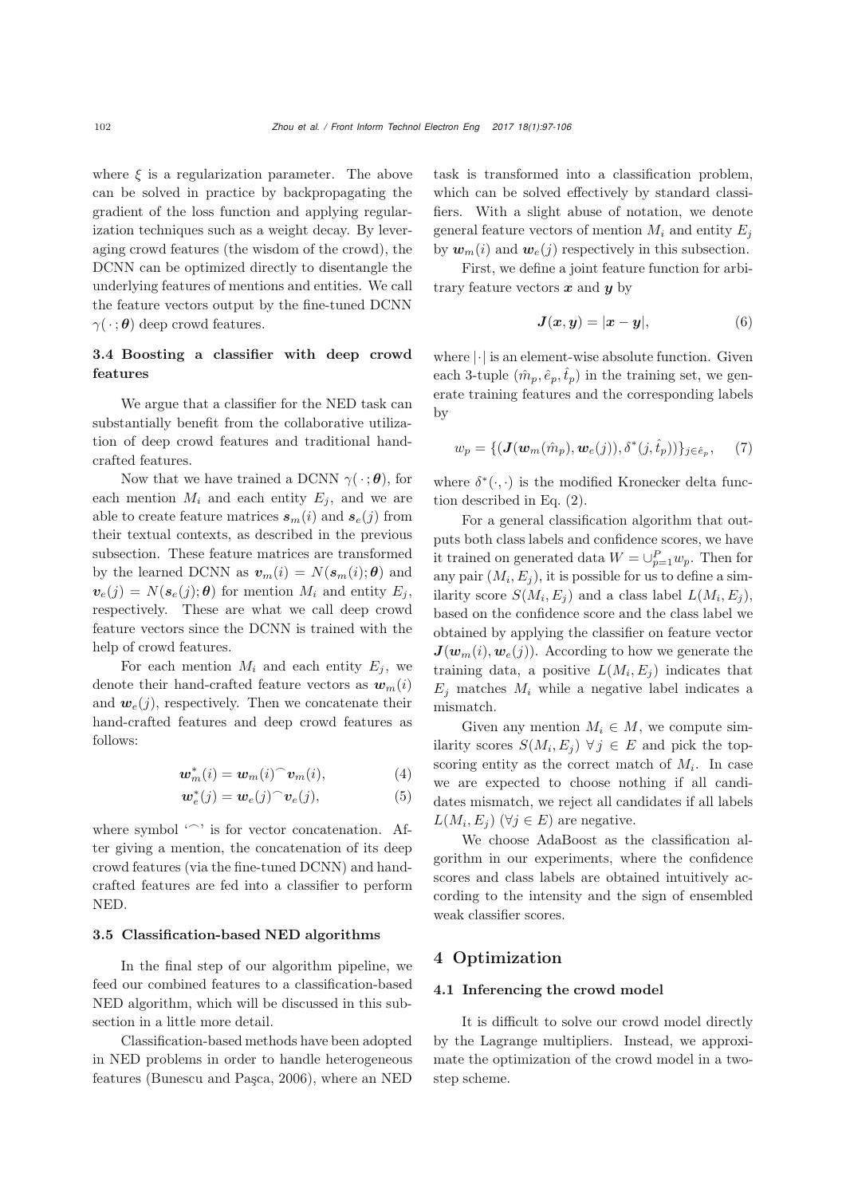where $\xi$ is a regularization parameter. The above can be solved in practice by backpropagating the gradient of the loss function and applying regularization techniques such as a weight decay. By leveraging crowd features (the wisdom of the crowd), the DCNN can be optimized directly to disentangle the underlying features of mentions and entities. We call the feature vectors output by the fine-tuned DCNN $\gamma(\cdot\,; \boldsymbol{\theta})$ deep crowd features.

### 3.4 Boosting a classifier with deep crowd features

We argue that a classifier for the NED task can substantially benefit from the collaborative utilization of deep crowd features and traditional hand-crafted features.

Now that we have trained a DCNN $\gamma(\cdot\,; \boldsymbol{\theta})$, for each mention $M_i$ and each entity $E_j$, and we are able to create feature matrices $\boldsymbol{s}_m(i)$ and $\boldsymbol{s}_e(j)$ from their textual contexts, as described in the previous subsection. These feature matrices are transformed by the learned DCNN as $\boldsymbol{v}_m(i) = N(\boldsymbol{s}_m(i); \boldsymbol{\theta})$ and $\boldsymbol{v}_e(j) = N(\boldsymbol{s}_e(j); \boldsymbol{\theta})$ for mention $M_i$ and entity $E_j$, respectively. These are what we call deep crowd feature vectors since the DCNN is trained with the help of crowd features.

For each mention $M_i$ and each entity $E_j$, we denote their hand-crafted feature vectors as $\boldsymbol{w}_m(i)$ and $\boldsymbol{w}_e(j)$, respectively. Then we concatenate their hand-crafted features and deep crowd features as follows:

$$\boldsymbol{w}_m^*(i) = \boldsymbol{w}_m(i)^\frown \boldsymbol{v}_m(i), \tag{4}$$

$$\boldsymbol{w}_e^*(j) = \boldsymbol{w}_e(j)^\frown \boldsymbol{v}_e(j), \tag{5}$$

where symbol '$\frown$' is for vector concatenation. After giving a mention, the concatenation of its deep crowd features (via the fine-tuned DCNN) and hand-crafted features are fed into a classifier to perform NED.

### 3.5 Classification-based NED algorithms

In the final step of our algorithm pipeline, we feed our combined features to a classification-based NED algorithm, which will be discussed in this subsection in a little more detail.

Classification-based methods have been adopted in NED problems in order to handle heterogeneous features (Bunescu and Paşca, 2006), where an NED task is transformed into a classification problem, which can be solved effectively by standard classifiers. With a slight abuse of notation, we denote general feature vectors of mention $M_i$ and entity $E_j$ by $\boldsymbol{w}_m(i)$ and $\boldsymbol{w}_e(j)$ respectively in this subsection.

First, we define a joint feature function for arbitrary feature vectors $\boldsymbol{x}$ and $\boldsymbol{y}$ by

$$\boldsymbol{J}(\boldsymbol{x}, \boldsymbol{y}) = |\boldsymbol{x} - \boldsymbol{y}|, \tag{6}$$

where $|\cdot|$ is an element-wise absolute function. Given each 3-tuple $(\hat{m}_p, \hat{e}_p, \hat{t}_p)$ in the training set, we generate training features and the corresponding labels by

$$w_p = \{(\boldsymbol{J}(\boldsymbol{w}_m(\hat{m}_p), \boldsymbol{w}_e(j)), \delta^*(j, \hat{t}_p))\}_{j \in \hat{e}_p}, \tag{7}$$

where $\delta^*(\cdot, \cdot)$ is the modified Kronecker delta function described in Eq. (2).

For a general classification algorithm that outputs both class labels and confidence scores, we have it trained on generated data $W = \cup_{p=1}^{P} w_p$. Then for any pair $(M_i, E_j)$, it is possible for us to define a similarity score $S(M_i, E_j)$ and a class label $L(M_i, E_j)$, based on the confidence score and the class label we obtained by applying the classifier on feature vector $\boldsymbol{J}(\boldsymbol{w}_m(i), \boldsymbol{w}_e(j))$. According to how we generate the training data, a positive $L(M_i, E_j)$ indicates that $E_j$ matches $M_i$ while a negative label indicates a mismatch.

Given any mention $M_i \in M$, we compute similarity scores $S(M_i, E_j)$ $\forall\, j \in E$ and pick the top-scoring entity as the correct match of $M_i$. In case we are expected to choose nothing if all candidates mismatch, we reject all candidates if all labels $L(M_i, E_j)$ $(\forall j \in E)$ are negative.

We choose AdaBoost as the classification algorithm in our experiments, where the confidence scores and class labels are obtained intuitively according to the intensity and the sign of ensembled weak classifier scores.

## 4 Optimization

### 4.1 Inferencing the crowd model

It is difficult to solve our crowd model directly by the Lagrange multipliers. Instead, we approximate the optimization of the crowd model in a two-step scheme.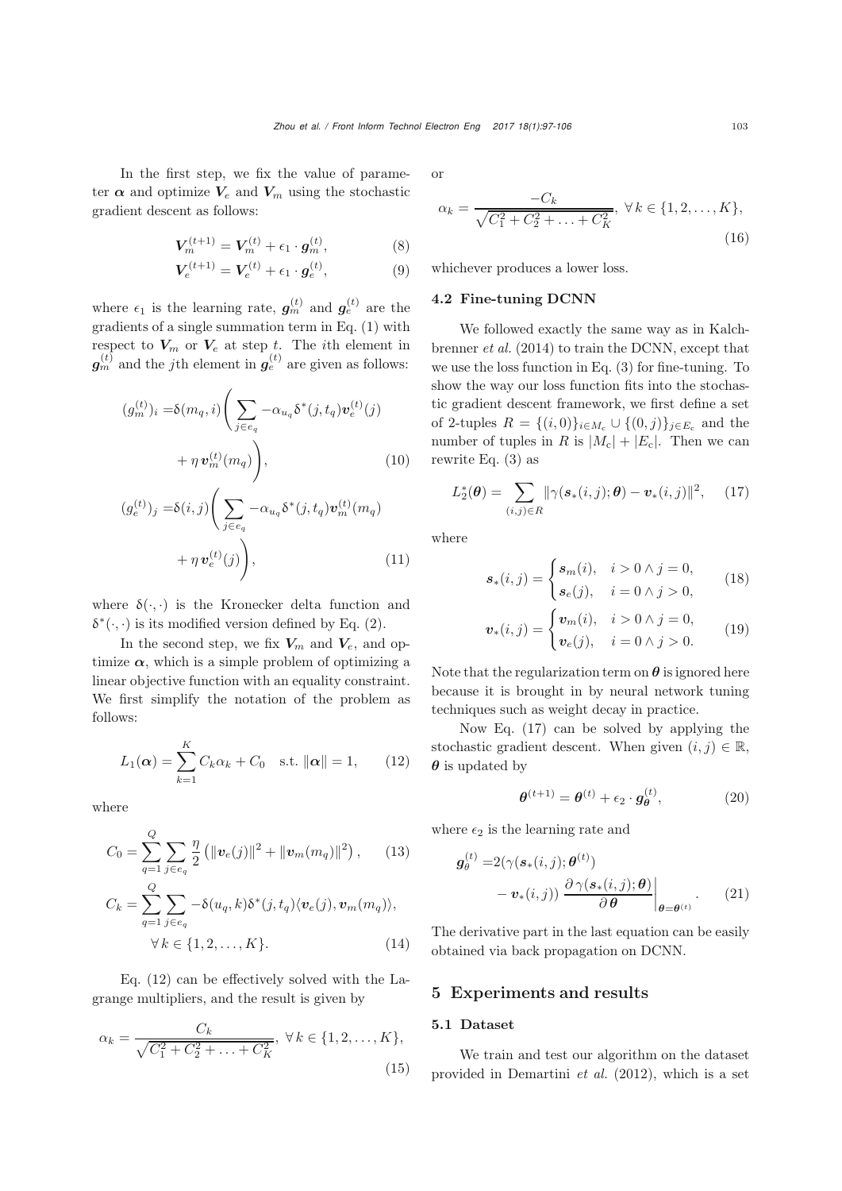In the first step, we fix the value of parameter $\boldsymbol{\alpha}$ and optimize $\boldsymbol{V}_e$ and $\boldsymbol{V}_m$ using the stochastic gradient descent as follows:

$$\boldsymbol{V}_m^{(t+1)} = \boldsymbol{V}_m^{(t)} + \epsilon_1 \cdot \boldsymbol{g}_m^{(t)}, \tag{8}$$

$$\boldsymbol{V}_e^{(t+1)} = \boldsymbol{V}_e^{(t)} + \epsilon_1 \cdot \boldsymbol{g}_e^{(t)}, \tag{9}$$

where $\epsilon_1$ is the learning rate, $\boldsymbol{g}_m^{(t)}$ and $\boldsymbol{g}_e^{(t)}$ are the gradients of a single summation term in Eq. (1) with respect to $\boldsymbol{V}_m$ or $\boldsymbol{V}_e$ at step $t$. The $i$th element in $\boldsymbol{g}_m^{(t)}$ and the $j$th element in $\boldsymbol{g}_e^{(t)}$ are given as follows:

$$(g_m^{(t)})_i = \delta(m_q, i)\left(\sum_{j \in e_q} -\alpha_{u_q}\delta^*(j, t_q)\boldsymbol{v}_e^{(t)}(j) + \eta\, \boldsymbol{v}_m^{(t)}(m_q)\right), \tag{10}$$

$$(g_e^{(t)})_j = \delta(i, j)\left(\sum_{j \in e_q} -\alpha_{u_q}\delta^*(j, t_q)\boldsymbol{v}_m^{(t)}(m_q) + \eta\, \boldsymbol{v}_e^{(t)}(j)\right), \tag{11}$$

where $\delta(\cdot,\cdot)$ is the Kronecker delta function and $\delta^*(\cdot,\cdot)$ is its modified version defined by Eq. (2).

In the second step, we fix $\boldsymbol{V}_m$ and $\boldsymbol{V}_e$, and optimize $\boldsymbol{\alpha}$, which is a simple problem of optimizing a linear objective function with an equality constraint. We first simplify the notation of the problem as follows:

$$L_1(\boldsymbol{\alpha}) = \sum_{k=1}^{K} C_k \alpha_k + C_0 \quad \text{s.t. } \|\boldsymbol{\alpha}\| = 1, \tag{12}$$

where

$$C_0 = \sum_{q=1}^{Q}\sum_{j \in e_q} \frac{\eta}{2}\left(\|\boldsymbol{v}_e(j)\|^2 + \|\boldsymbol{v}_m(m_q)\|^2\right), \tag{13}$$

$$C_k = \sum_{q=1}^{Q}\sum_{j \in e_q} -\delta(u_q, k)\delta^*(j, t_q)\langle \boldsymbol{v}_e(j), \boldsymbol{v}_m(m_q)\rangle, \quad \forall\, k \in \{1, 2, \ldots, K\}. \tag{14}$$

Eq. (12) can be effectively solved with the Lagrange multipliers, and the result is given by

$$\alpha_k = \frac{C_k}{\sqrt{C_1^2 + C_2^2 + \ldots + C_K^2}}, \ \forall\, k \in \{1, 2, \ldots, K\}, \tag{15}$$

or

$$\alpha_k = \frac{-C_k}{\sqrt{C_1^2 + C_2^2 + \ldots + C_K^2}}, \ \forall\, k \in \{1, 2, \ldots, K\}, \tag{16}$$

whichever produces a lower loss.

### 4.2 Fine-tuning DCNN

We followed exactly the same way as in Kalchbrenner *et al.* (2014) to train the DCNN, except that we use the loss function in Eq. (3) for fine-tuning. To show the way our loss function fits into the stochastic gradient descent framework, we first define a set of 2-tuples $R = \{(i, 0)\}_{i \in M_c} \cup \{(0, j)\}_{j \in E_c}$ and the number of tuples in $R$ is $|M_c| + |E_c|$. Then we can rewrite Eq. (3) as

$$L_2^*(\boldsymbol{\theta}) = \sum_{(i,j) \in R} \|\gamma(\boldsymbol{s}_*(i, j); \boldsymbol{\theta}) - \boldsymbol{v}_*(i, j)\|^2, \tag{17}$$

where

$$\boldsymbol{s}_*(i, j) = \begin{cases} \boldsymbol{s}_m(i), & i > 0 \wedge j = 0, \\ \boldsymbol{s}_e(j), & i = 0 \wedge j > 0, \end{cases} \tag{18}$$

$$\boldsymbol{v}_*(i, j) = \begin{cases} \boldsymbol{v}_m(i), & i > 0 \wedge j = 0, \\ \boldsymbol{v}_e(j), & i = 0 \wedge j > 0. \end{cases} \tag{19}$$

Note that the regularization term on $\boldsymbol{\theta}$ is ignored here because it is brought in by neural network tuning techniques such as weight decay in practice.

Now Eq. (17) can be solved by applying the stochastic gradient descent. When given $(i, j) \in \mathbb{R}$, $\boldsymbol{\theta}$ is updated by

$$\boldsymbol{\theta}^{(t+1)} = \boldsymbol{\theta}^{(t)} + \epsilon_2 \cdot \boldsymbol{g}_{\boldsymbol{\theta}}^{(t)}, \tag{20}$$

where $\epsilon_2$ is the learning rate and

$$\boldsymbol{g}_\theta^{(t)} = 2(\gamma(\boldsymbol{s}_*(i, j); \boldsymbol{\theta}^{(t)}) - \boldsymbol{v}_*(i, j)) \left.\frac{\partial\, \gamma(\boldsymbol{s}_*(i, j); \boldsymbol{\theta})}{\partial\, \boldsymbol{\theta}}\right|_{\boldsymbol{\theta} = \boldsymbol{\theta}^{(t)}}. \tag{21}$$

The derivative part in the last equation can be easily obtained via back propagation on DCNN.

## 5 Experiments and results

### 5.1 Dataset

We train and test our algorithm on the dataset provided in Demartini *et al.* (2012), which is a set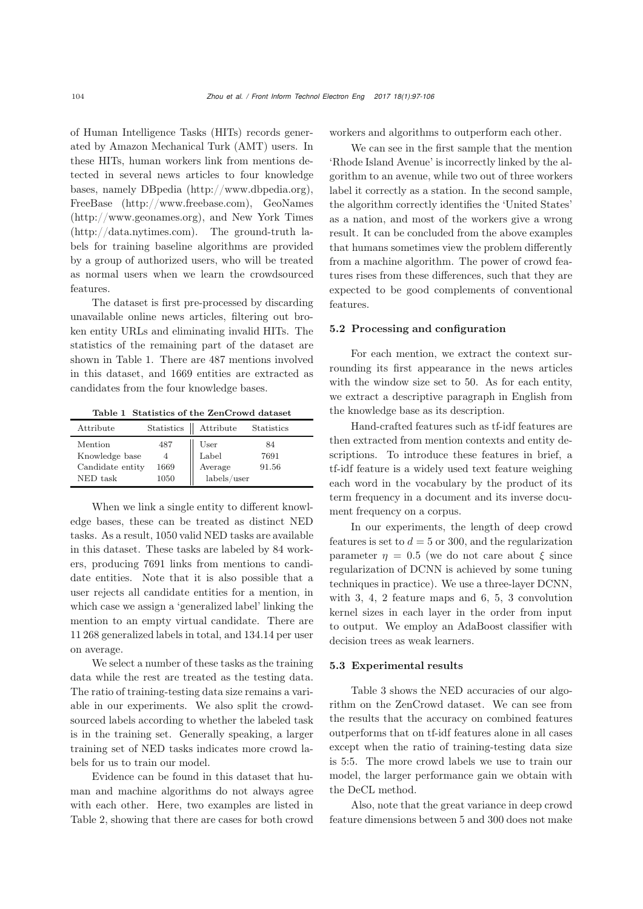of Human Intelligence Tasks (HITs) records generated by Amazon Mechanical Turk (AMT) users. In these HITs, human workers link from mentions detected in several news articles to four knowledge bases, namely DBpedia (http://www.dbpedia.org), FreeBase (http://www.freebase.com), GeoNames (http://www.geonames.org), and New York Times (http://data.nytimes.com). The ground-truth labels for training baseline algorithms are provided by a group of authorized users, who will be treated as normal users when we learn the crowdsourced features.

The dataset is first pre-processed by discarding unavailable online news articles, filtering out broken entity URLs and eliminating invalid HITs. The statistics of the remaining part of the dataset are shown in Table 1. There are 487 mentions involved in this dataset, and 1669 entities are extracted as candidates from the four knowledge bases.

**Table 1 Statistics of the ZenCrowd dataset**

| Attribute | Statistics | Attribute | Statistics |
|---|---|---|---|
| Mention | 487 | User | 84 |
| Knowledge base | 4 | Label | 7691 |
| Candidate entity | 1669 | Average labels/user | 91.56 |
| NED task | 1050 | | |

When we link a single entity to different knowledge bases, these can be treated as distinct NED tasks. As a result, 1050 valid NED tasks are available in this dataset. These tasks are labeled by 84 workers, producing 7691 links from mentions to candidate entities. Note that it is also possible that a user rejects all candidate entities for a mention, in which case we assign a 'generalized label' linking the mention to an empty virtual candidate. There are 11 268 generalized labels in total, and 134.14 per user on average.

We select a number of these tasks as the training data while the rest are treated as the testing data. The ratio of training-testing data size remains a variable in our experiments. We also split the crowdsourced labels according to whether the labeled task is in the training set. Generally speaking, a larger training set of NED tasks indicates more crowd labels for us to train our model.

Evidence can be found in this dataset that human and machine algorithms do not always agree with each other. Here, two examples are listed in Table 2, showing that there are cases for both crowd workers and algorithms to outperform each other.

We can see in the first sample that the mention 'Rhode Island Avenue' is incorrectly linked by the algorithm to an avenue, while two out of three workers label it correctly as a station. In the second sample, the algorithm correctly identifies the 'United States' as a nation, and most of the workers give a wrong result. It can be concluded from the above examples that humans sometimes view the problem differently from a machine algorithm. The power of crowd features rises from these differences, such that they are expected to be good complements of conventional features.

### 5.2 Processing and configuration

For each mention, we extract the context surrounding its first appearance in the news articles with the window size set to 50. As for each entity, we extract a descriptive paragraph in English from the knowledge base as its description.

Hand-crafted features such as tf-idf features are then extracted from mention contexts and entity descriptions. To introduce these features in brief, a tf-idf feature is a widely used text feature weighing each word in the vocabulary by the product of its term frequency in a document and its inverse document frequency on a corpus.

In our experiments, the length of deep crowd features is set to $d = 5$ or 300, and the regularization parameter $\eta = 0.5$ (we do not care about $\xi$ since regularization of DCNN is achieved by some tuning techniques in practice). We use a three-layer DCNN, with 3, 4, 2 feature maps and 6, 5, 3 convolution kernel sizes in each layer in the order from input to output. We employ an AdaBoost classifier with decision trees as weak learners.

### 5.3 Experimental results

Table 3 shows the NED accuracies of our algorithm on the ZenCrowd dataset. We can see from the results that the accuracy on combined features outperforms that on tf-idf features alone in all cases except when the ratio of training-testing data size is 5:5. The more crowd labels we use to train our model, the larger performance gain we obtain with the DeCL method.

Also, note that the great variance in deep crowd feature dimensions between 5 and 300 does not make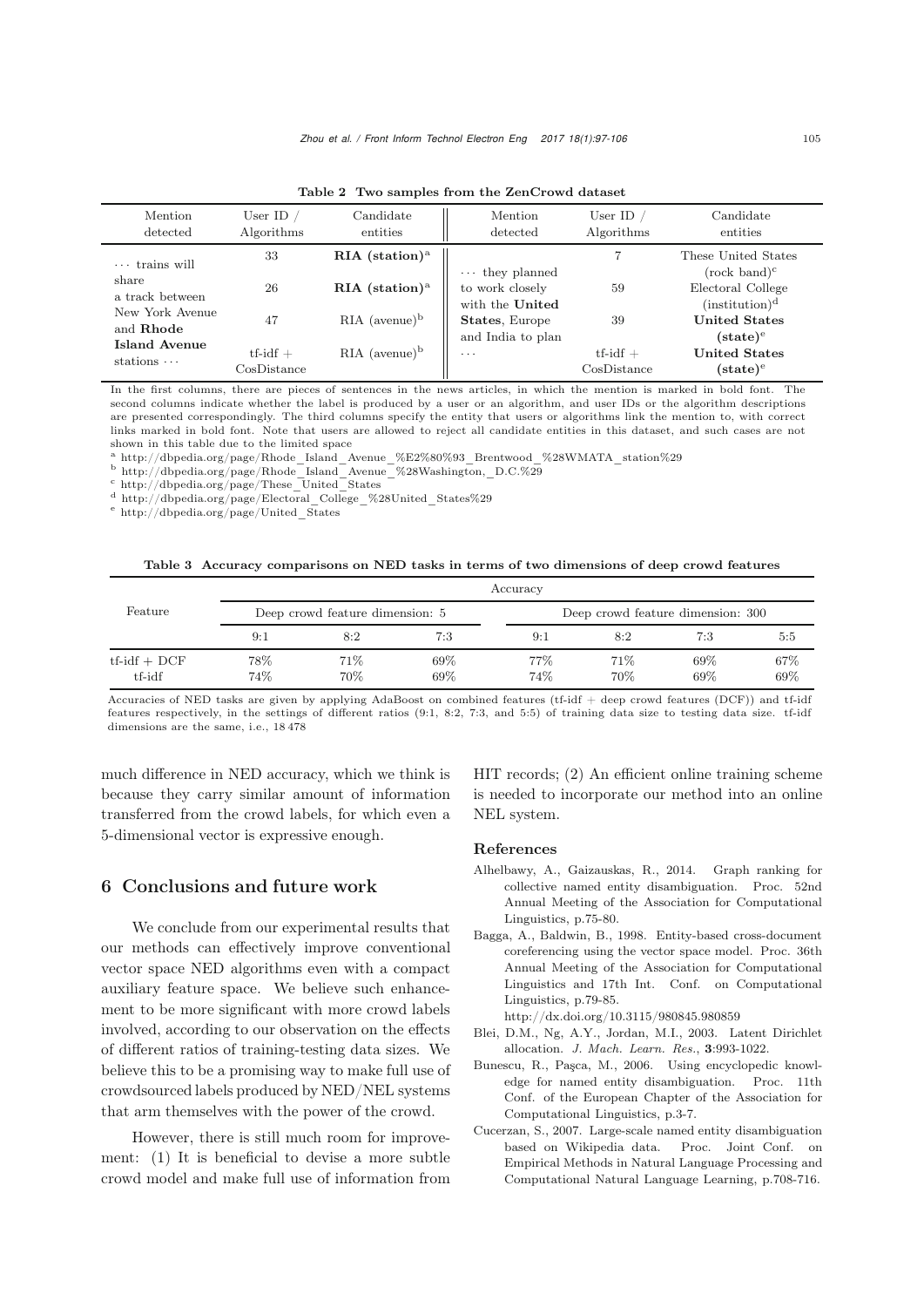Table 2 Two samples from the ZenCrowd dataset

| Mention detected | User ID / Algorithms | Candidate entities | Mention detected | User ID / Algorithms | Candidate entities |
|---|---|---|---|---|---|
| ··· trains will share a track between New York Avenue and **Rhode Island Avenue** stations ··· | 33 | **RIA (station)**[a] | ··· they planned to work closely with the **United States**, Europe and India to plan ··· | 7 | These United States (rock band)[c] |
| | 26 | **RIA (station)**[a] | | 59 | Electoral College (institution)[d] |
| | 47 | RIA (avenue)[b] | | 39 | **United States (state)**[e] |
| | tf-idf + CosDistance | RIA (avenue)[b] | | tf-idf + CosDistance | **United States (state)**[e] |

In the first columns, there are pieces of sentences in the news articles, in which the mention is marked in bold font. The second columns indicate whether the label is produced by a user or an algorithm, and user IDs or the algorithm descriptions are presented correspondingly. The third columns specify the entity that users or algorithms link the mention to, with correct links marked in bold font. Note that users are allowed to reject all candidate entities in this dataset, and such cases are not shown in this table due to the limited space

[a] http://dbpedia.org/page/Rhode_Island_Avenue_%E2%80%93_Brentwood_%28WMATA_station%29
[b] http://dbpedia.org/page/Rhode_Island_Avenue_%28Washington,_D.C.%29
[c] http://dbpedia.org/page/These_United_States
[d] http://dbpedia.org/page/Electoral_College_%28United_States%29
[e] http://dbpedia.org/page/United_States

Table 3 Accuracy comparisons on NED tasks in terms of two dimensions of deep crowd features

| Feature | Accuracy | | | | | | |
|---|---|---|---|---|---|---|---|
| | Deep crowd feature dimension: 5 | | | Deep crowd feature dimension: 300 | | | |
| | 9:1 | 8:2 | 7:3 | 9:1 | 8:2 | 7:3 | 5:5 |
| tf-idf + DCF | 78% | 71% | 69% | 77% | 71% | 69% | 67% |
| tf-idf | 74% | 70% | 69% | 74% | 70% | 69% | 69% |

Accuracies of NED tasks are given by applying AdaBoost on combined features (tf-idf + deep crowd features (DCF)) and tf-idf features respectively, in the settings of different ratios (9:1, 8:2, 7:3, and 5:5) of training data size to testing data size. tf-idf dimensions are the same, i.e., 18 478

much difference in NED accuracy, which we think is because they carry similar amount of information transferred from the crowd labels, for which even a 5-dimensional vector is expressive enough.

## 6 Conclusions and future work

We conclude from our experimental results that our methods can effectively improve conventional vector space NED algorithms even with a compact auxiliary feature space. We believe such enhancement to be more significant with more crowd labels involved, according to our observation on the effects of different ratios of training-testing data sizes. We believe this to be a promising way to make full use of crowdsourced labels produced by NED/NEL systems that arm themselves with the power of the crowd.

However, there is still much room for improvement: (1) It is beneficial to devise a more subtle crowd model and make full use of information from HIT records; (2) An efficient online training scheme is needed to incorporate our method into an online NEL system.

## References

Alhelbawy, A., Gaizauskas, R., 2014. Graph ranking for collective named entity disambiguation. Proc. 52nd Annual Meeting of the Association for Computational Linguistics, p.75-80.

Bagga, A., Baldwin, B., 1998. Entity-based cross-document coreferencing using the vector space model. Proc. 36th Annual Meeting of the Association for Computational Linguistics and 17th Int. Conf. on Computational Linguistics, p.79-85. http://dx.doi.org/10.3115/980845.980859

Blei, D.M., Ng, A.Y., Jordan, M.I., 2003. Latent Dirichlet allocation. *J. Mach. Learn. Res.*, **3**:993-1022.

Bunescu, R., Paşca, M., 2006. Using encyclopedic knowledge for named entity disambiguation. Proc. 11th Conf. of the European Chapter of the Association for Computational Linguistics, p.3-7.

Cucerzan, S., 2007. Large-scale named entity disambiguation based on Wikipedia data. Proc. Joint Conf. on Empirical Methods in Natural Language Processing and Computational Natural Language Learning, p.708-716.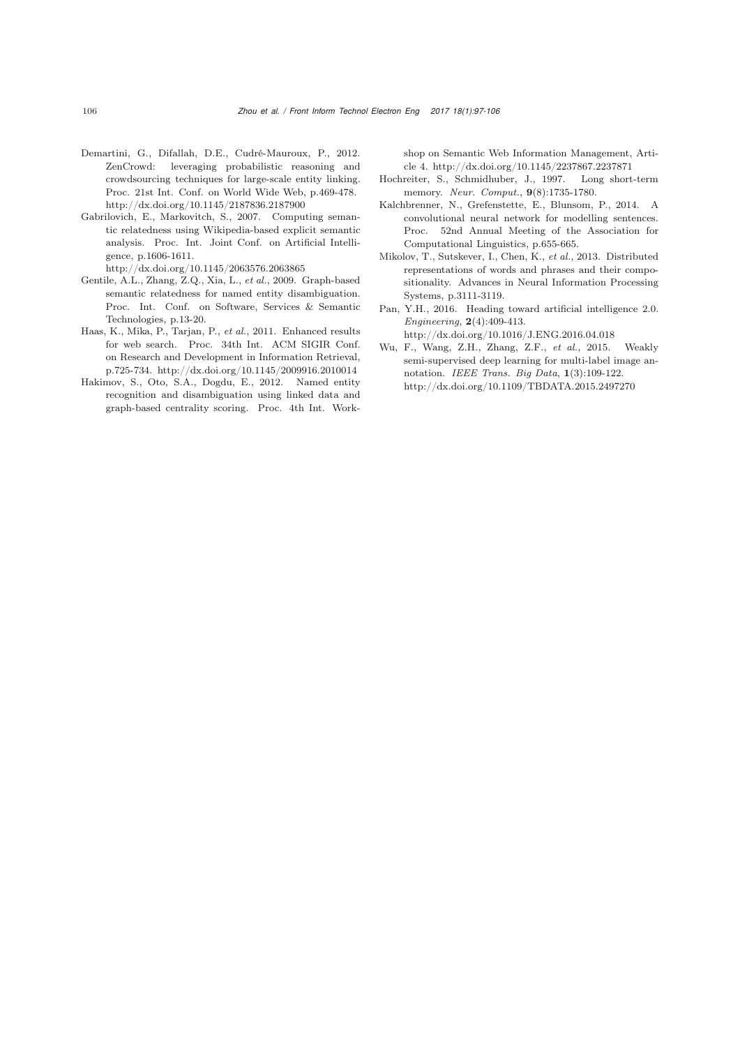Demartini, G., Difallah, D.E., Cudré-Mauroux, P., 2012. ZenCrowd: leveraging probabilistic reasoning and crowdsourcing techniques for large-scale entity linking. Proc. 21st Int. Conf. on World Wide Web, p.469-478. http://dx.doi.org/10.1145/2187836.2187900

Gabrilovich, E., Markovitch, S., 2007. Computing semantic relatedness using Wikipedia-based explicit semantic analysis. Proc. Int. Joint Conf. on Artificial Intelligence, p.1606-1611. http://dx.doi.org/10.1145/2063576.2063865

Gentile, A.L., Zhang, Z.Q., Xia, L., *et al.*, 2009. Graph-based semantic relatedness for named entity disambiguation. Proc. Int. Conf. on Software, Services & Semantic Technologies, p.13-20.

Haas, K., Mika, P., Tarjan, P., *et al.*, 2011. Enhanced results for web search. Proc. 34th Int. ACM SIGIR Conf. on Research and Development in Information Retrieval, p.725-734. http://dx.doi.org/10.1145/2009916.2010014

Hakimov, S., Oto, S.A., Dogdu, E., 2012. Named entity recognition and disambiguation using linked data and graph-based centrality scoring. Proc. 4th Int. Workshop on Semantic Web Information Management, Article 4. http://dx.doi.org/10.1145/2237867.2237871

Hochreiter, S., Schmidhuber, J., 1997. Long short-term memory. *Neur. Comput.*, **9**(8):1735-1780.

Kalchbrenner, N., Grefenstette, E., Blunsom, P., 2014. A convolutional neural network for modelling sentences. Proc. 52nd Annual Meeting of the Association for Computational Linguistics, p.655-665.

Mikolov, T., Sutskever, I., Chen, K., *et al.*, 2013. Distributed representations of words and phrases and their compositionality. Advances in Neural Information Processing Systems, p.3111-3119.

Pan, Y.H., 2016. Heading toward artificial intelligence 2.0. *Engineering*, **2**(4):409-413. http://dx.doi.org/10.1016/J.ENG.2016.04.018

Wu, F., Wang, Z.H., Zhang, Z.F., *et al.*, 2015. Weakly semi-supervised deep learning for multi-label image annotation. *IEEE Trans. Big Data*, **1**(3):109-122. http://dx.doi.org/10.1109/TBDATA.2015.2497270